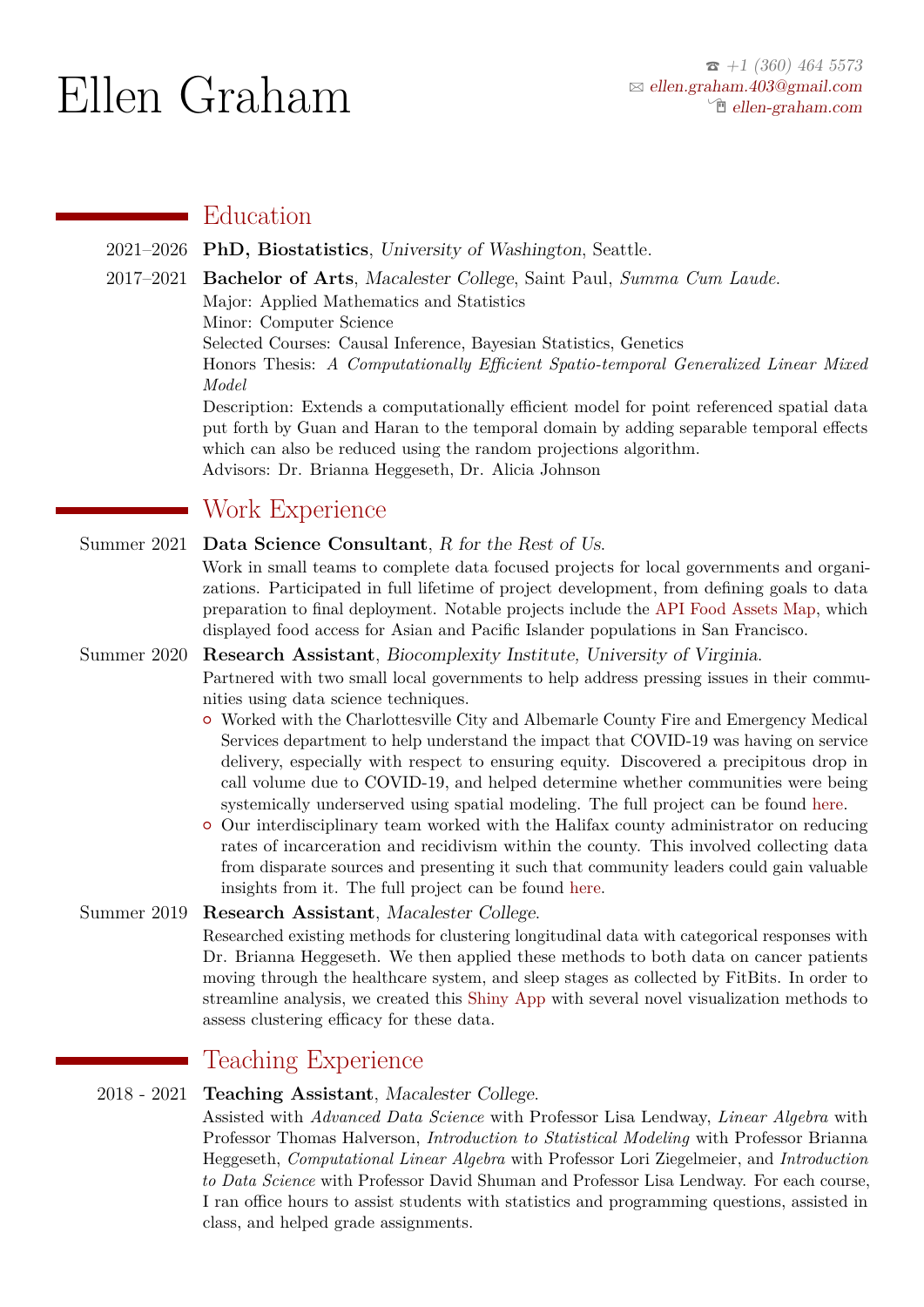# Ellen Graham

☎ +1 (360) 464 5573
✉ ellen.graham.403@gmail.com
ellen-graham.com

## Education

2021–2026 **PhD, Biostatistics**, *University of Washington*, Seattle.

2017–2021 **Bachelor of Arts**, *Macalester College*, Saint Paul, *Summa Cum Laude*.
Major: Applied Mathematics and Statistics
Minor: Computer Science
Selected Courses: Causal Inference, Bayesian Statistics, Genetics
Honors Thesis: *A Computationally Efficient Spatio-temporal Generalized Linear Mixed Model*
Description: Extends a computationally efficient model for point referenced spatial data put forth by Guan and Haran to the temporal domain by adding separable temporal effects which can also be reduced using the random projections algorithm.
Advisors: Dr. Brianna Heggeseth, Dr. Alicia Johnson

## Work Experience

Summer 2021 **Data Science Consultant**, *R for the Rest of Us*.
Work in small teams to complete data focused projects for local governments and organizations. Participated in full lifetime of project development, from defining goals to data preparation to final deployment. Notable projects include the API Food Assets Map, which displayed food access for Asian and Pacific Islander populations in San Francisco.

Summer 2020 **Research Assistant**, *Biocomplexity Institute, University of Virginia*.
Partnered with two small local governments to help address pressing issues in their communities using data science techniques.

- Worked with the Charlottesville City and Albemarle County Fire and Emergency Medical Services department to help understand the impact that COVID-19 was having on service delivery, especially with respect to ensuring equity. Discovered a precipitous drop in call volume due to COVID-19, and helped determine whether communities were being systemically underserved using spatial modeling. The full project can be found here.
- Our interdisciplinary team worked with the Halifax county administrator on reducing rates of incarceration and recidivism within the county. This involved collecting data from disparate sources and presenting it such that community leaders could gain valuable insights from it. The full project can be found here.

Summer 2019 **Research Assistant**, *Macalester College*.
Researched existing methods for clustering longitudinal data with categorical responses with Dr. Brianna Heggeseth. We then applied these methods to both data on cancer patients moving through the healthcare system, and sleep stages as collected by FitBits. In order to streamline analysis, we created this Shiny App with several novel visualization methods to assess clustering efficacy for these data.

## Teaching Experience

2018 - 2021 **Teaching Assistant**, *Macalester College*.
Assisted with *Advanced Data Science* with Professor Lisa Lendway, *Linear Algebra* with Professor Thomas Halverson, *Introduction to Statistical Modeling* with Professor Brianna Heggeseth, *Computational Linear Algebra* with Professor Lori Ziegelmeier, and *Introduction to Data Science* with Professor David Shuman and Professor Lisa Lendway. For each course, I ran office hours to assist students with statistics and programming questions, assisted in class, and helped grade assignments.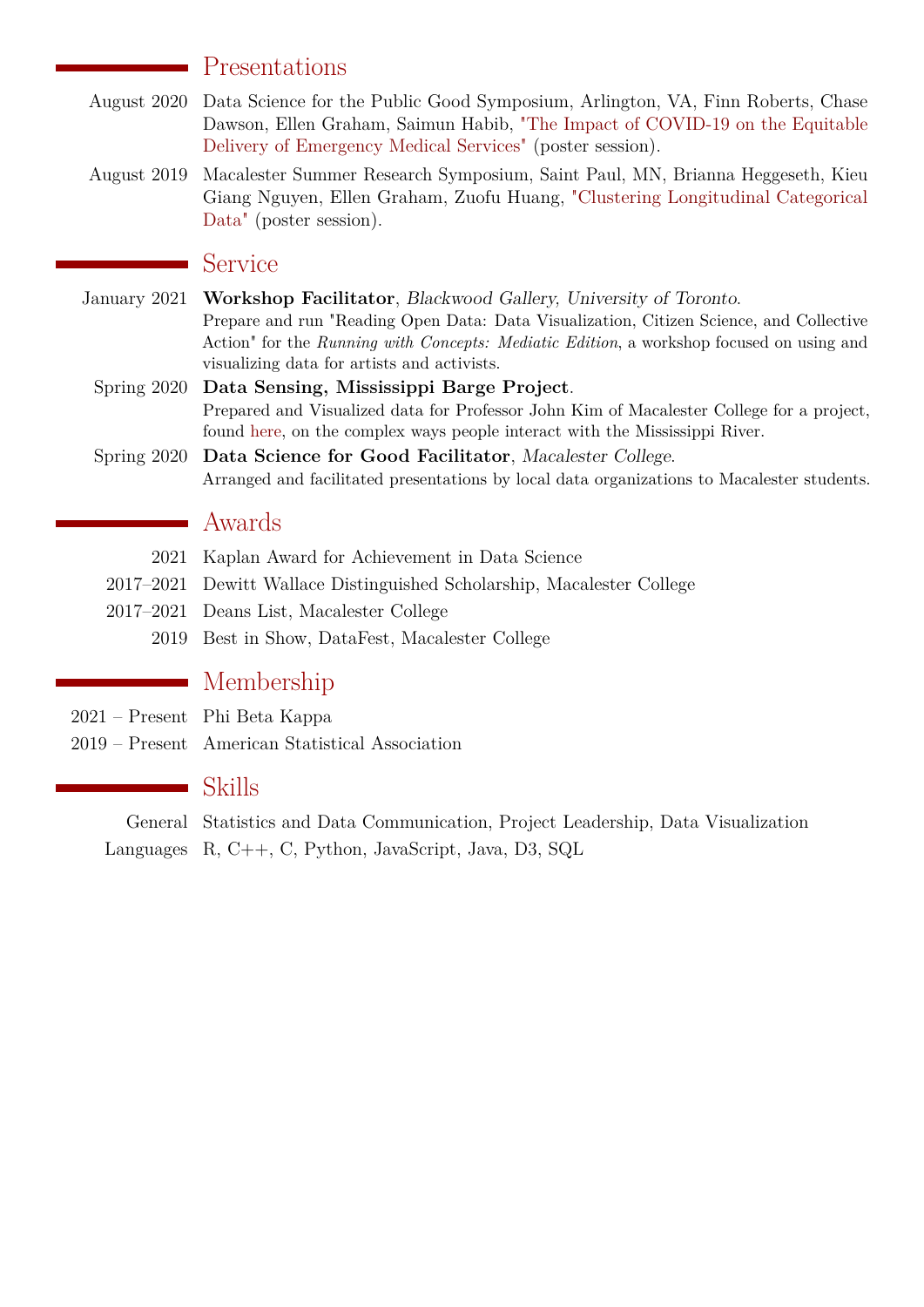## Presentations

August 2020 Data Science for the Public Good Symposium, Arlington, VA, Finn Roberts, Chase Dawson, Ellen Graham, Saimun Habib, "The Impact of COVID-19 on the Equitable Delivery of Emergency Medical Services" (poster session).

August 2019 Macalester Summer Research Symposium, Saint Paul, MN, Brianna Heggeseth, Kieu Giang Nguyen, Ellen Graham, Zuofu Huang, "Clustering Longitudinal Categorical Data" (poster session).

## Service

January 2021 **Workshop Facilitator**, *Blackwood Gallery, University of Toronto*.
Prepare and run "Reading Open Data: Data Visualization, Citizen Science, and Collective Action" for the *Running with Concepts: Mediatic Edition*, a workshop focused on using and visualizing data for artists and activists.

Spring 2020 **Data Sensing, Mississippi Barge Project**.
Prepared and Visualized data for Professor John Kim of Macalester College for a project, found here, on the complex ways people interact with the Mississippi River.

Spring 2020 **Data Science for Good Facilitator**, *Macalester College*.
Arranged and facilitated presentations by local data organizations to Macalester students.

## Awards

2021 Kaplan Award for Achievement in Data Science

2017–2021 Dewitt Wallace Distinguished Scholarship, Macalester College

2017–2021 Deans List, Macalester College

2019 Best in Show, DataFest, Macalester College

## Membership

2021 – Present Phi Beta Kappa

2019 – Present American Statistical Association

## Skills

General Statistics and Data Communication, Project Leadership, Data Visualization

Languages R, C++, C, Python, JavaScript, Java, D3, SQL